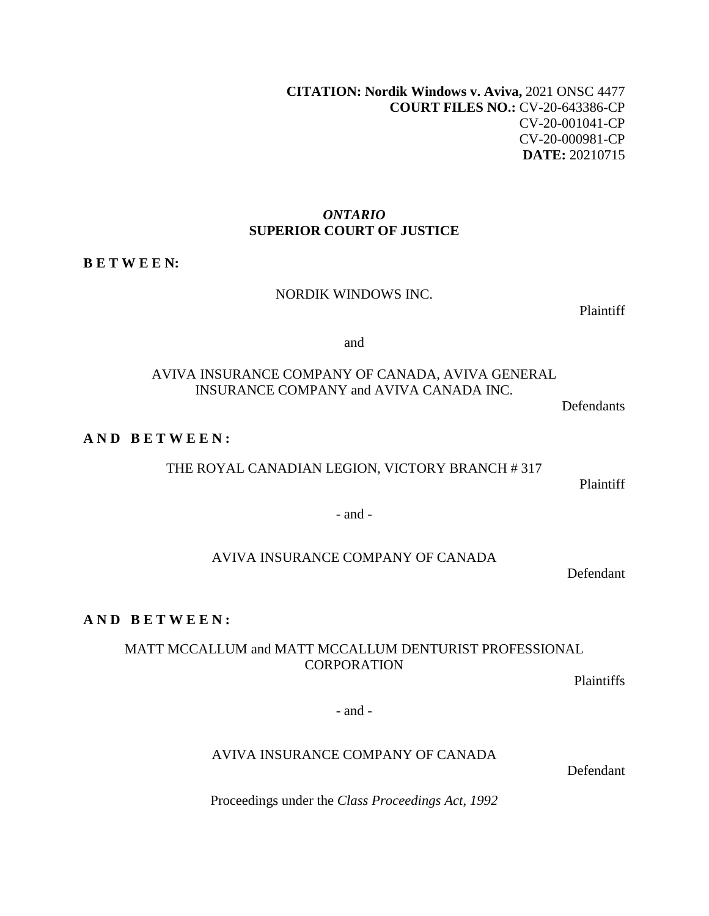**CITATION: Nordik Windows v. Aviva,** 2021 ONSC 4477
**COURT FILES NO.:** CV-20-643386-CP
CV-20-001041-CP
CV-20-000981-CP
**DATE:** 20210715

*ONTARIO*
**SUPERIOR COURT OF JUSTICE**

**B E T W E E N:**

NORDIK WINDOWS INC.

Plaintiff

and

AVIVA INSURANCE COMPANY OF CANADA, AVIVA GENERAL INSURANCE COMPANY and AVIVA CANADA INC.

Defendants

**A N D  B E T W E E N :**

THE ROYAL CANADIAN LEGION, VICTORY BRANCH # 317

Plaintiff

- and -

AVIVA INSURANCE COMPANY OF CANADA

Defendant

**A N D  B E T W E E N :**

MATT MCCALLUM and MATT MCCALLUM DENTURIST PROFESSIONAL CORPORATION

Plaintiffs

- and -

AVIVA INSURANCE COMPANY OF CANADA

Defendant

Proceedings under the *Class Proceedings Act, 1992*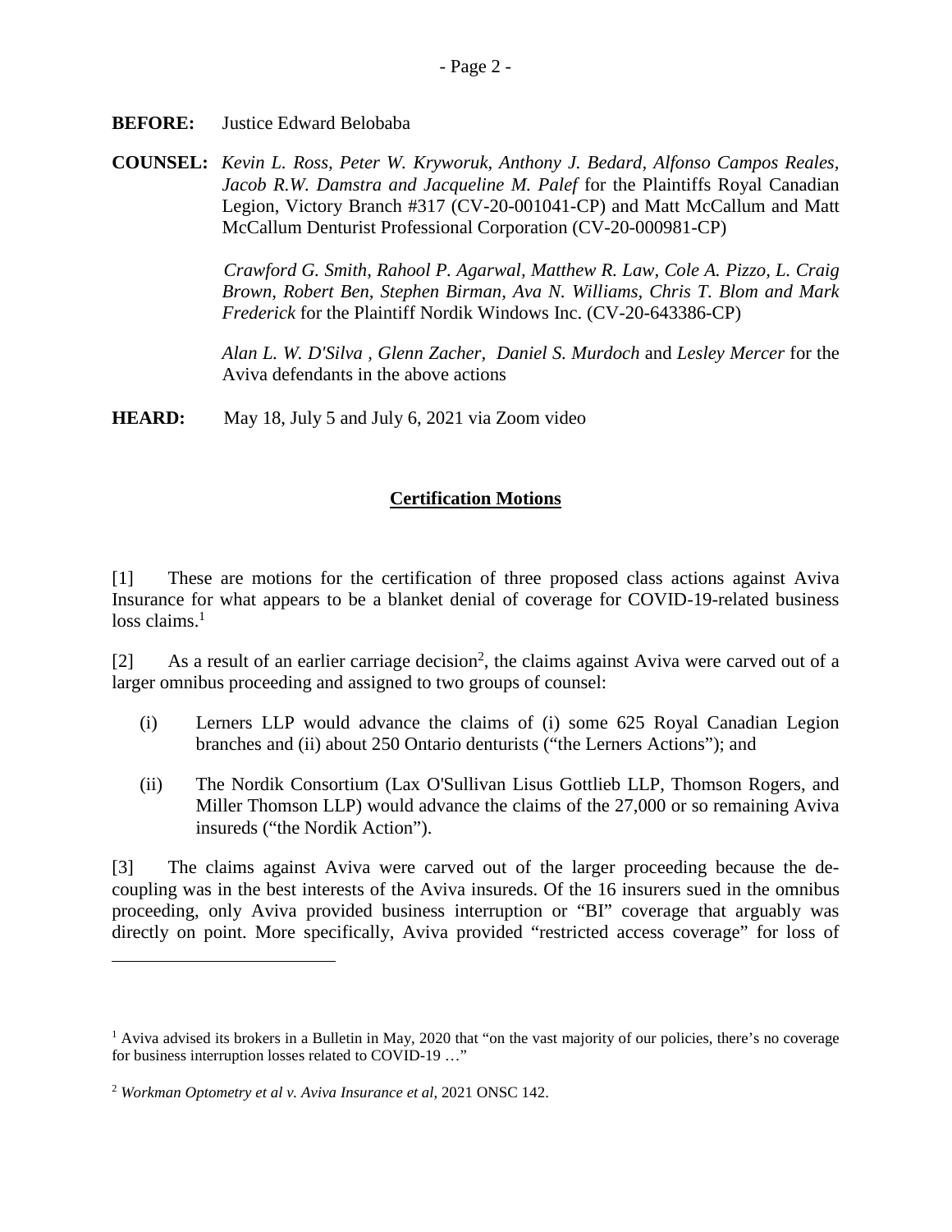**BEFORE:** Justice Edward Belobaba

**COUNSEL:** *Kevin L. Ross, Peter W. Kryworuk, Anthony J. Bedard, Alfonso Campos Reales, Jacob R.W. Damstra and Jacqueline M. Palef* for the Plaintiffs Royal Canadian Legion, Victory Branch #317 (CV-20-001041-CP) and Matt McCallum and Matt McCallum Denturist Professional Corporation (CV-20-000981-CP)

*Crawford G. Smith, Rahool P. Agarwal, Matthew R. Law, Cole A. Pizzo, L. Craig Brown, Robert Ben, Stephen Birman, Ava N. Williams, Chris T. Blom and Mark Frederick* for the Plaintiff Nordik Windows Inc. (CV-20-643386-CP)

*Alan L. W. D'Silva , Glenn Zacher, Daniel S. Murdoch* and *Lesley Mercer* for the Aviva defendants in the above actions

**HEARD:** May 18, July 5 and July 6, 2021 via Zoom video

## Certification Motions

[1] These are motions for the certification of three proposed class actions against Aviva Insurance for what appears to be a blanket denial of coverage for COVID-19-related business loss claims.[1]

[2] As a result of an earlier carriage decision[2], the claims against Aviva were carved out of a larger omnibus proceeding and assigned to two groups of counsel:

(i) Lerners LLP would advance the claims of (i) some 625 Royal Canadian Legion branches and (ii) about 250 Ontario denturists ("the Lerners Actions"); and

(ii) The Nordik Consortium (Lax O'Sullivan Lisus Gottlieb LLP, Thomson Rogers, and Miller Thomson LLP) would advance the claims of the 27,000 or so remaining Aviva insureds ("the Nordik Action").

[3] The claims against Aviva were carved out of the larger proceeding because the de-coupling was in the best interests of the Aviva insureds. Of the 16 insurers sued in the omnibus proceeding, only Aviva provided business interruption or "BI" coverage that arguably was directly on point. More specifically, Aviva provided "restricted access coverage" for loss of

[1] Aviva advised its brokers in a Bulletin in May, 2020 that "on the vast majority of our policies, there's no coverage for business interruption losses related to COVID-19 …"

[2] *Workman Optometry et al v. Aviva Insurance et al*, 2021 ONSC 142.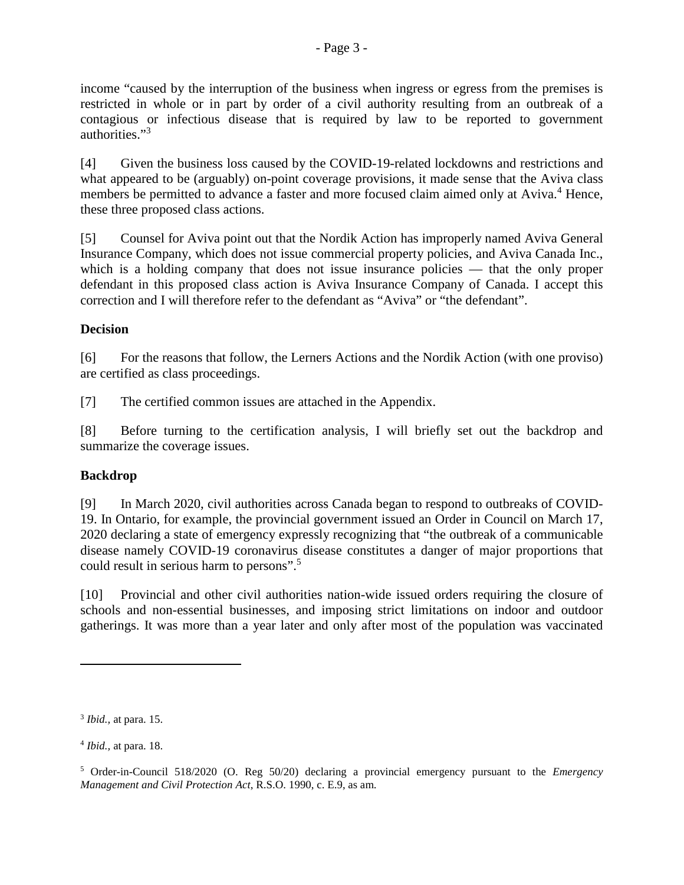income "caused by the interruption of the business when ingress or egress from the premises is restricted in whole or in part by order of a civil authority resulting from an outbreak of a contagious or infectious disease that is required by law to be reported to government authorities."[3]

[4] Given the business loss caused by the COVID-19-related lockdowns and restrictions and what appeared to be (arguably) on-point coverage provisions, it made sense that the Aviva class members be permitted to advance a faster and more focused claim aimed only at Aviva.[4] Hence, these three proposed class actions.

[5] Counsel for Aviva point out that the Nordik Action has improperly named Aviva General Insurance Company, which does not issue commercial property policies, and Aviva Canada Inc., which is a holding company that does not issue insurance policies — that the only proper defendant in this proposed class action is Aviva Insurance Company of Canada. I accept this correction and I will therefore refer to the defendant as "Aviva" or "the defendant".

**Decision**

[6] For the reasons that follow, the Lerners Actions and the Nordik Action (with one proviso) are certified as class proceedings.

[7] The certified common issues are attached in the Appendix.

[8] Before turning to the certification analysis, I will briefly set out the backdrop and summarize the coverage issues.

**Backdrop**

[9] In March 2020, civil authorities across Canada began to respond to outbreaks of COVID-19. In Ontario, for example, the provincial government issued an Order in Council on March 17, 2020 declaring a state of emergency expressly recognizing that "the outbreak of a communicable disease namely COVID-19 coronavirus disease constitutes a danger of major proportions that could result in serious harm to persons".[5]

[10] Provincial and other civil authorities nation-wide issued orders requiring the closure of schools and non-essential businesses, and imposing strict limitations on indoor and outdoor gatherings. It was more than a year later and only after most of the population was vaccinated

---

[3] *Ibid.,* at para. 15.

[4] *Ibid.,* at para. 18.

[5] Order-in-Council 518/2020 (O. Reg 50/20) declaring a provincial emergency pursuant to the *Emergency Management and Civil Protection Act*, R.S.O. 1990, c. E.9, as am.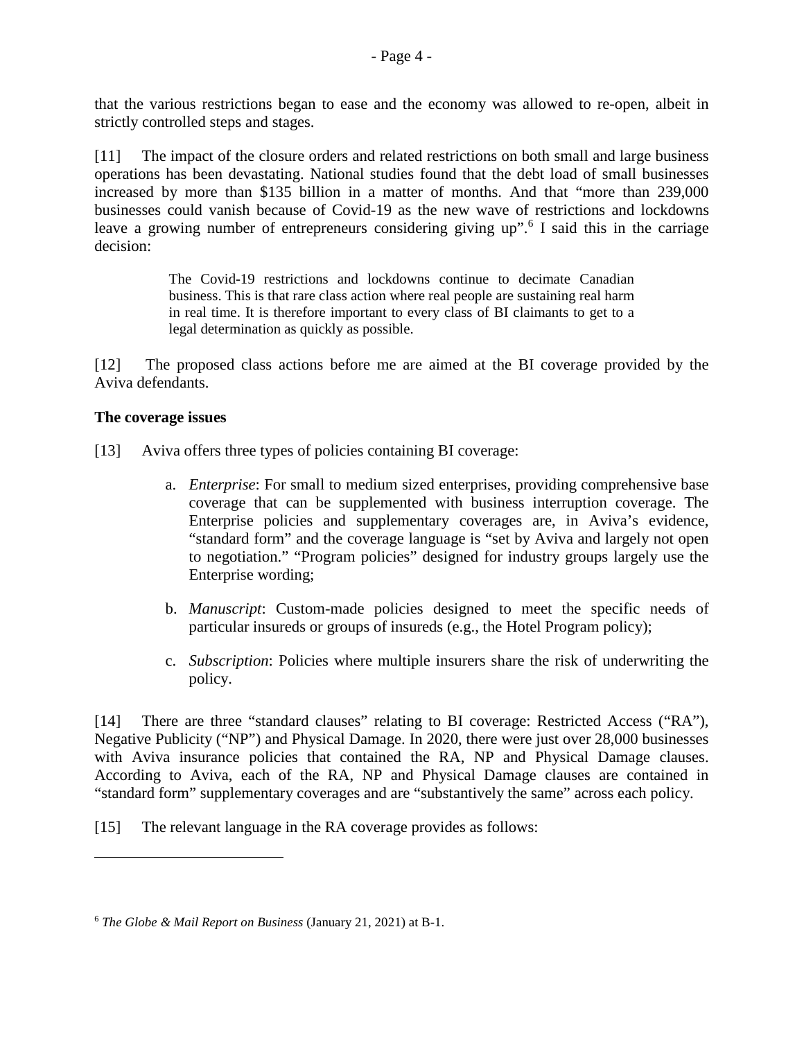that the various restrictions began to ease and the economy was allowed to re-open, albeit in strictly controlled steps and stages.

[11] The impact of the closure orders and related restrictions on both small and large business operations has been devastating. National studies found that the debt load of small businesses increased by more than $135 billion in a matter of months. And that "more than 239,000 businesses could vanish because of Covid-19 as the new wave of restrictions and lockdowns leave a growing number of entrepreneurs considering giving up".[6] I said this in the carriage decision:

> The Covid-19 restrictions and lockdowns continue to decimate Canadian business. This is that rare class action where real people are sustaining real harm in real time. It is therefore important to every class of BI claimants to get to a legal determination as quickly as possible.

[12] The proposed class actions before me are aimed at the BI coverage provided by the Aviva defendants.

**The coverage issues**

[13] Aviva offers three types of policies containing BI coverage:

a. *Enterprise*: For small to medium sized enterprises, providing comprehensive base coverage that can be supplemented with business interruption coverage. The Enterprise policies and supplementary coverages are, in Aviva's evidence, "standard form" and the coverage language is "set by Aviva and largely not open to negotiation." "Program policies" designed for industry groups largely use the Enterprise wording;

b. *Manuscript*: Custom-made policies designed to meet the specific needs of particular insureds or groups of insureds (e.g., the Hotel Program policy);

c. *Subscription*: Policies where multiple insurers share the risk of underwriting the policy.

[14] There are three "standard clauses" relating to BI coverage: Restricted Access ("RA"), Negative Publicity ("NP") and Physical Damage. In 2020, there were just over 28,000 businesses with Aviva insurance policies that contained the RA, NP and Physical Damage clauses. According to Aviva, each of the RA, NP and Physical Damage clauses are contained in "standard form" supplementary coverages and are "substantively the same" across each policy.

[15] The relevant language in the RA coverage provides as follows:

---

[6] *The Globe & Mail Report on Business* (January 21, 2021) at B-1.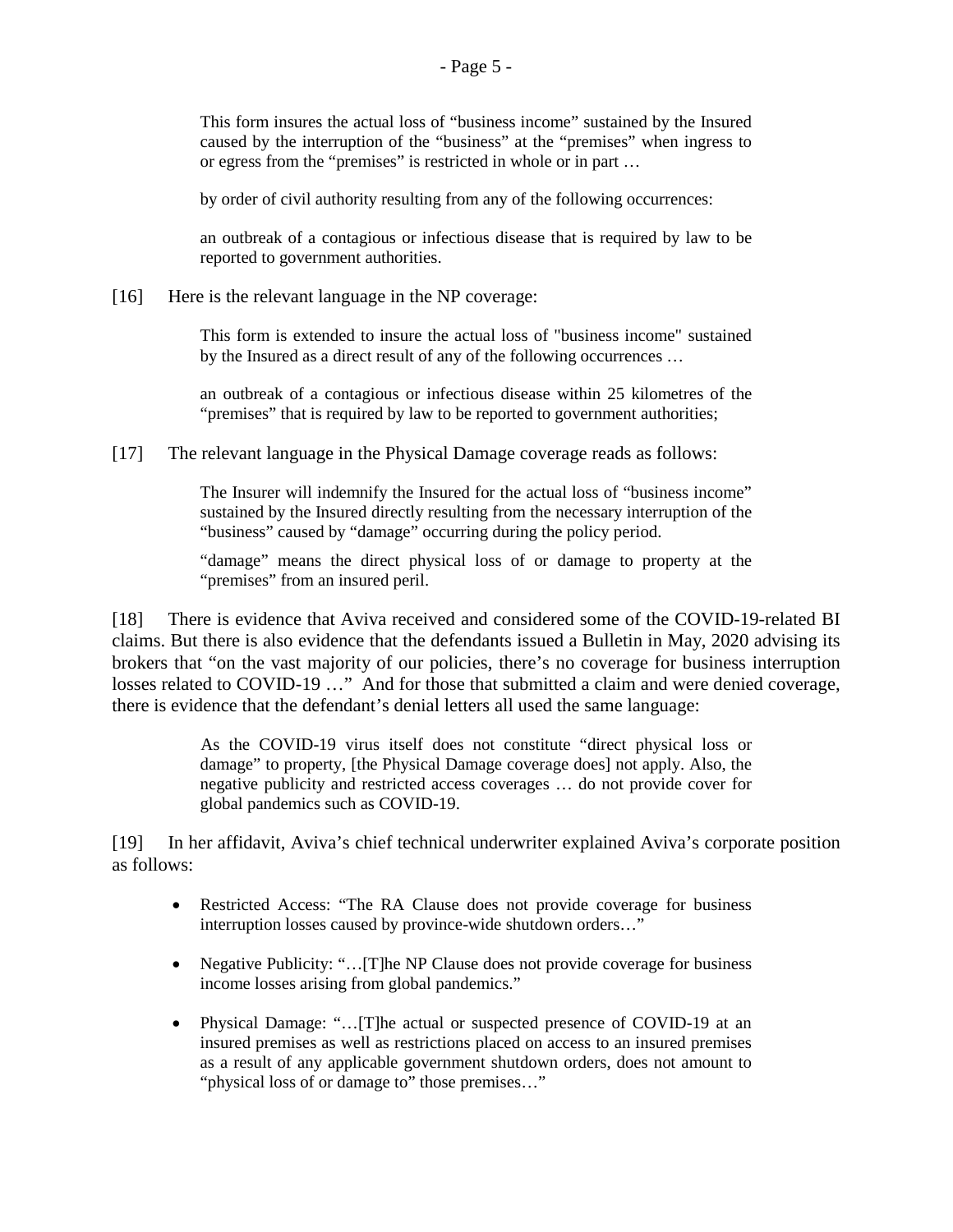> This form insures the actual loss of "business income" sustained by the Insured caused by the interruption of the "business" at the "premises" when ingress to or egress from the "premises" is restricted in whole or in part …
>
> by order of civil authority resulting from any of the following occurrences:
>
> an outbreak of a contagious or infectious disease that is required by law to be reported to government authorities.

[16] Here is the relevant language in the NP coverage:

> This form is extended to insure the actual loss of "business income" sustained by the Insured as a direct result of any of the following occurrences …
>
> an outbreak of a contagious or infectious disease within 25 kilometres of the "premises" that is required by law to be reported to government authorities;

[17] The relevant language in the Physical Damage coverage reads as follows:

> The Insurer will indemnify the Insured for the actual loss of "business income" sustained by the Insured directly resulting from the necessary interruption of the "business" caused by "damage" occurring during the policy period.
>
> "damage" means the direct physical loss of or damage to property at the "premises" from an insured peril.

[18] There is evidence that Aviva received and considered some of the COVID-19-related BI claims. But there is also evidence that the defendants issued a Bulletin in May, 2020 advising its brokers that "on the vast majority of our policies, there's no coverage for business interruption losses related to COVID-19 …" And for those that submitted a claim and were denied coverage, there is evidence that the defendant's denial letters all used the same language:

> As the COVID-19 virus itself does not constitute "direct physical loss or damage" to property, [the Physical Damage coverage does] not apply. Also, the negative publicity and restricted access coverages … do not provide cover for global pandemics such as COVID-19.

[19] In her affidavit, Aviva's chief technical underwriter explained Aviva's corporate position as follows:

- Restricted Access: "The RA Clause does not provide coverage for business interruption losses caused by province-wide shutdown orders…"
- Negative Publicity: "…[T]he NP Clause does not provide coverage for business income losses arising from global pandemics."
- Physical Damage: "…[T]he actual or suspected presence of COVID-19 at an insured premises as well as restrictions placed on access to an insured premises as a result of any applicable government shutdown orders, does not amount to "physical loss of or damage to" those premises…"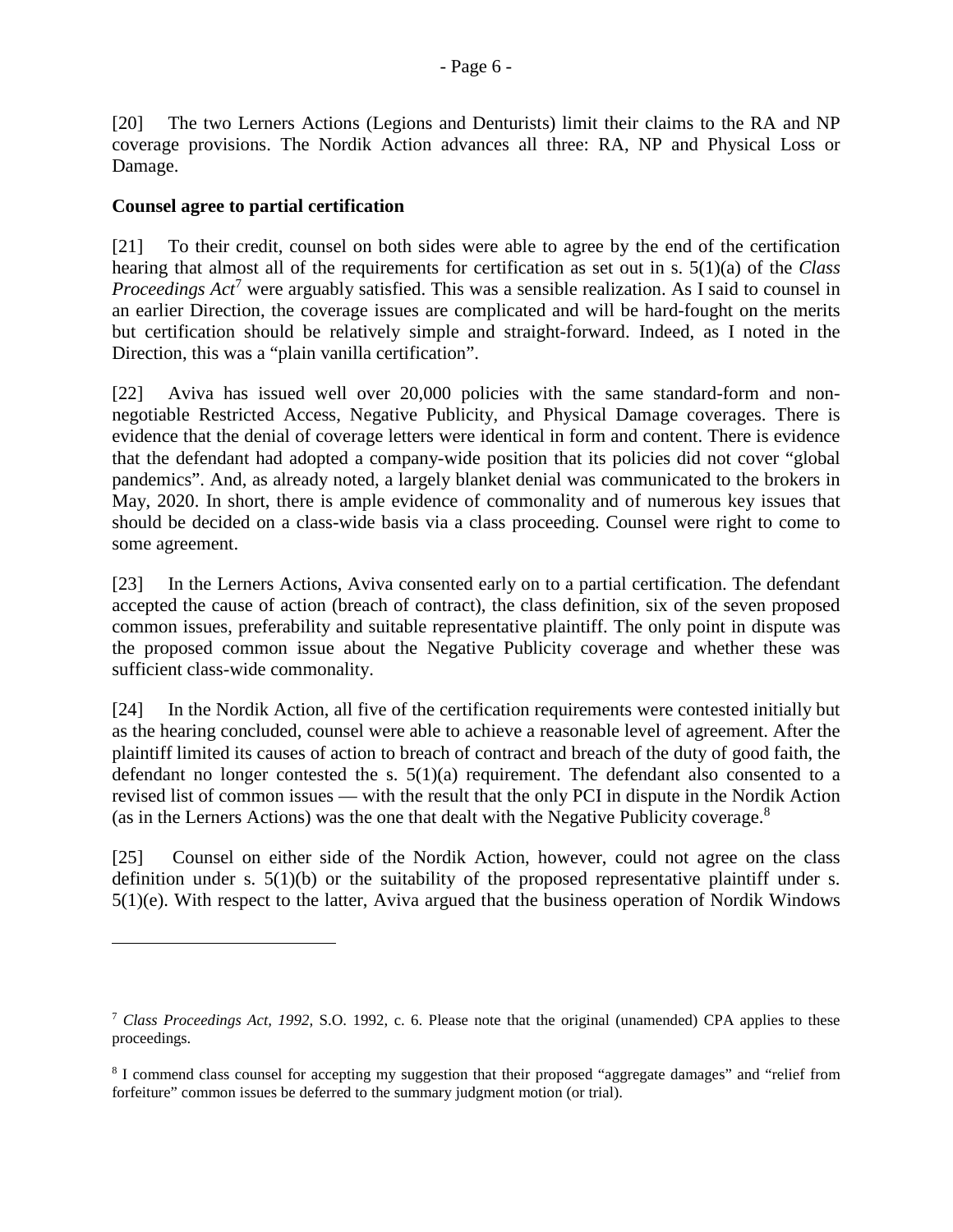[20] The two Lerners Actions (Legions and Denturists) limit their claims to the RA and NP coverage provisions. The Nordik Action advances all three: RA, NP and Physical Loss or Damage.

**Counsel agree to partial certification**

[21] To their credit, counsel on both sides were able to agree by the end of the certification hearing that almost all of the requirements for certification as set out in s. 5(1)(a) of the *Class Proceedings Act*[7] were arguably satisfied. This was a sensible realization. As I said to counsel in an earlier Direction, the coverage issues are complicated and will be hard-fought on the merits but certification should be relatively simple and straight-forward. Indeed, as I noted in the Direction, this was a "plain vanilla certification".

[22] Aviva has issued well over 20,000 policies with the same standard-form and non-negotiable Restricted Access, Negative Publicity, and Physical Damage coverages. There is evidence that the denial of coverage letters were identical in form and content. There is evidence that the defendant had adopted a company-wide position that its policies did not cover "global pandemics". And, as already noted, a largely blanket denial was communicated to the brokers in May, 2020. In short, there is ample evidence of commonality and of numerous key issues that should be decided on a class-wide basis via a class proceeding. Counsel were right to come to some agreement.

[23] In the Lerners Actions, Aviva consented early on to a partial certification. The defendant accepted the cause of action (breach of contract), the class definition, six of the seven proposed common issues, preferability and suitable representative plaintiff. The only point in dispute was the proposed common issue about the Negative Publicity coverage and whether these was sufficient class-wide commonality.

[24] In the Nordik Action, all five of the certification requirements were contested initially but as the hearing concluded, counsel were able to achieve a reasonable level of agreement. After the plaintiff limited its causes of action to breach of contract and breach of the duty of good faith, the defendant no longer contested the s. 5(1)(a) requirement. The defendant also consented to a revised list of common issues — with the result that the only PCI in dispute in the Nordik Action (as in the Lerners Actions) was the one that dealt with the Negative Publicity coverage.[8]

[25] Counsel on either side of the Nordik Action, however, could not agree on the class definition under s. 5(1)(b) or the suitability of the proposed representative plaintiff under s. 5(1)(e). With respect to the latter, Aviva argued that the business operation of Nordik Windows

---

[7] *Class Proceedings Act, 1992,* S.O. 1992, c. 6. Please note that the original (unamended) CPA applies to these proceedings.

[8] I commend class counsel for accepting my suggestion that their proposed "aggregate damages" and "relief from forfeiture" common issues be deferred to the summary judgment motion (or trial).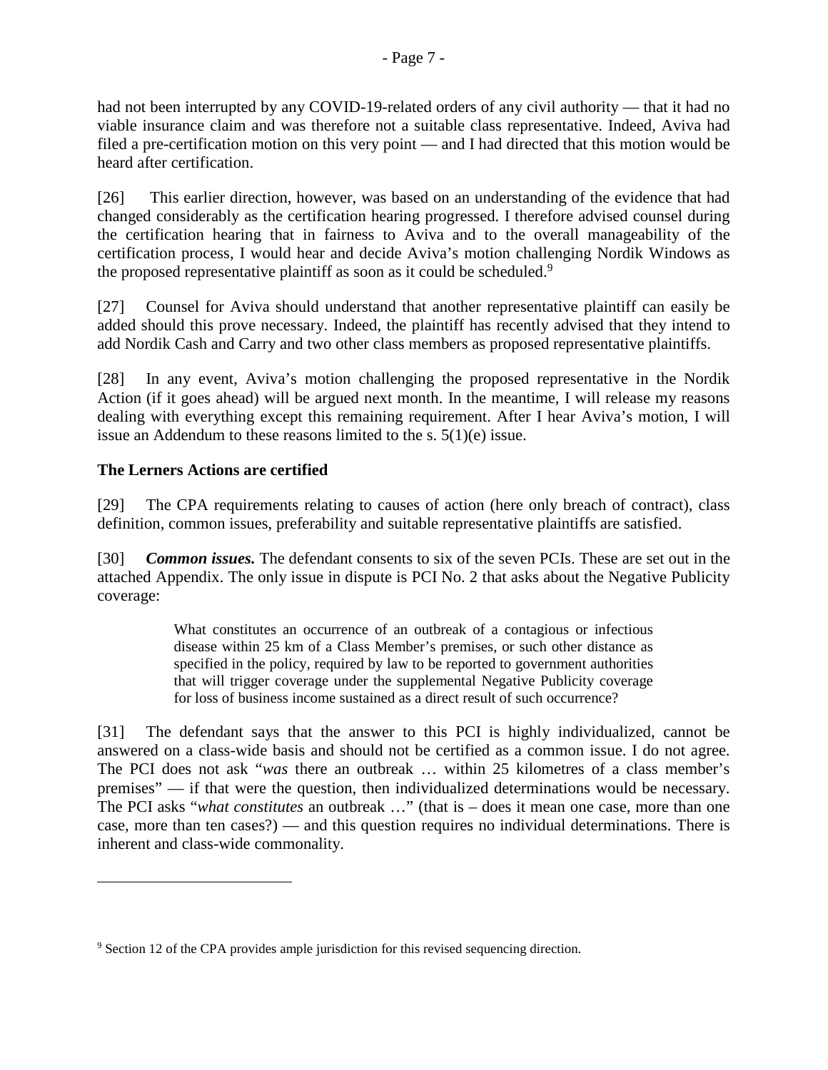had not been interrupted by any COVID-19-related orders of any civil authority — that it had no viable insurance claim and was therefore not a suitable class representative. Indeed, Aviva had filed a pre-certification motion on this very point — and I had directed that this motion would be heard after certification.

[26] This earlier direction, however, was based on an understanding of the evidence that had changed considerably as the certification hearing progressed. I therefore advised counsel during the certification hearing that in fairness to Aviva and to the overall manageability of the certification process, I would hear and decide Aviva's motion challenging Nordik Windows as the proposed representative plaintiff as soon as it could be scheduled.[9]

[27] Counsel for Aviva should understand that another representative plaintiff can easily be added should this prove necessary. Indeed, the plaintiff has recently advised that they intend to add Nordik Cash and Carry and two other class members as proposed representative plaintiffs.

[28] In any event, Aviva's motion challenging the proposed representative in the Nordik Action (if it goes ahead) will be argued next month. In the meantime, I will release my reasons dealing with everything except this remaining requirement. After I hear Aviva's motion, I will issue an Addendum to these reasons limited to the s. 5(1)(e) issue.

**The Lerners Actions are certified**

[29] The CPA requirements relating to causes of action (here only breach of contract), class definition, common issues, preferability and suitable representative plaintiffs are satisfied.

[30] ***Common issues.*** The defendant consents to six of the seven PCIs. These are set out in the attached Appendix. The only issue in dispute is PCI No. 2 that asks about the Negative Publicity coverage:

> What constitutes an occurrence of an outbreak of a contagious or infectious disease within 25 km of a Class Member's premises, or such other distance as specified in the policy, required by law to be reported to government authorities that will trigger coverage under the supplemental Negative Publicity coverage for loss of business income sustained as a direct result of such occurrence?

[31] The defendant says that the answer to this PCI is highly individualized, cannot be answered on a class-wide basis and should not be certified as a common issue. I do not agree. The PCI does not ask "*was* there an outbreak … within 25 kilometres of a class member's premises" — if that were the question, then individualized determinations would be necessary. The PCI asks "*what constitutes* an outbreak …" (that is – does it mean one case, more than one case, more than ten cases?) — and this question requires no individual determinations. There is inherent and class-wide commonality.

---

[9] Section 12 of the CPA provides ample jurisdiction for this revised sequencing direction.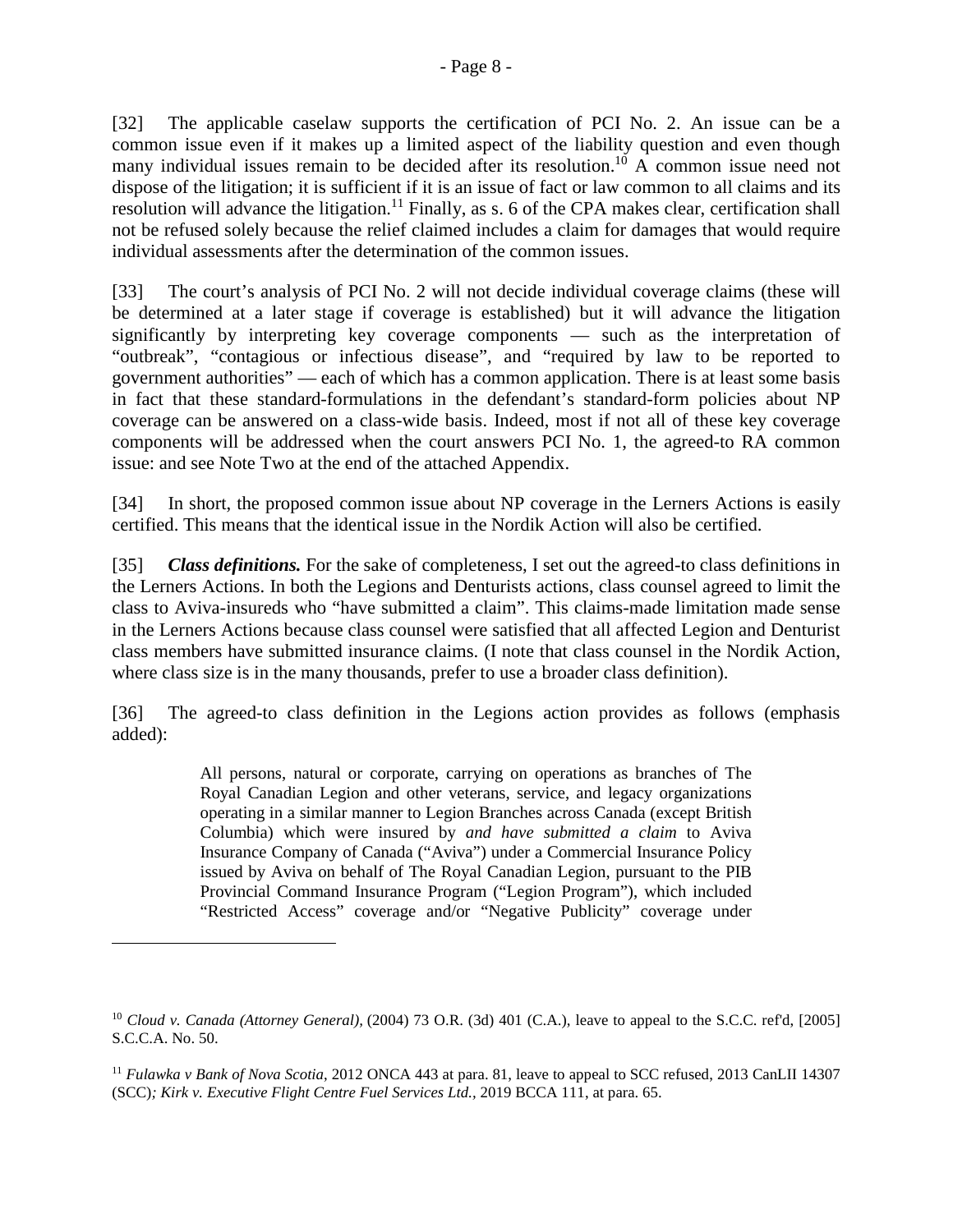[32] The applicable caselaw supports the certification of PCI No. 2. An issue can be a common issue even if it makes up a limited aspect of the liability question and even though many individual issues remain to be decided after its resolution.[10] A common issue need not dispose of the litigation; it is sufficient if it is an issue of fact or law common to all claims and its resolution will advance the litigation.[11] Finally, as s. 6 of the CPA makes clear, certification shall not be refused solely because the relief claimed includes a claim for damages that would require individual assessments after the determination of the common issues.

[33] The court's analysis of PCI No. 2 will not decide individual coverage claims (these will be determined at a later stage if coverage is established) but it will advance the litigation significantly by interpreting key coverage components — such as the interpretation of "outbreak", "contagious or infectious disease", and "required by law to be reported to government authorities" — each of which has a common application. There is at least some basis in fact that these standard-formulations in the defendant's standard-form policies about NP coverage can be answered on a class-wide basis. Indeed, most if not all of these key coverage components will be addressed when the court answers PCI No. 1, the agreed-to RA common issue: and see Note Two at the end of the attached Appendix.

[34] In short, the proposed common issue about NP coverage in the Lerners Actions is easily certified. This means that the identical issue in the Nordik Action will also be certified.

[35] ***Class definitions.*** For the sake of completeness, I set out the agreed-to class definitions in the Lerners Actions. In both the Legions and Denturists actions, class counsel agreed to limit the class to Aviva-insureds who "have submitted a claim". This claims-made limitation made sense in the Lerners Actions because class counsel were satisfied that all affected Legion and Denturist class members have submitted insurance claims. (I note that class counsel in the Nordik Action, where class size is in the many thousands, prefer to use a broader class definition).

[36] The agreed-to class definition in the Legions action provides as follows (emphasis added):

> All persons, natural or corporate, carrying on operations as branches of The Royal Canadian Legion and other veterans, service, and legacy organizations operating in a similar manner to Legion Branches across Canada (except British Columbia) which were insured by *and have submitted a claim* to Aviva Insurance Company of Canada ("Aviva") under a Commercial Insurance Policy issued by Aviva on behalf of The Royal Canadian Legion, pursuant to the PIB Provincial Command Insurance Program ("Legion Program"), which included "Restricted Access" coverage and/or "Negative Publicity" coverage under

---

[10] *Cloud v. Canada (Attorney General)*, (2004) 73 O.R. (3d) 401 (C.A.), leave to appeal to the S.C.C. ref'd, [2005] S.C.C.A. No. 50.

[11] *Fulawka v Bank of Nova Scotia*, 2012 ONCA 443 at para. 81, leave to appeal to SCC refused, 2013 CanLII 14307 (SCC)*; Kirk v. Executive Flight Centre Fuel Services Ltd.*, 2019 BCCA 111, at para. 65.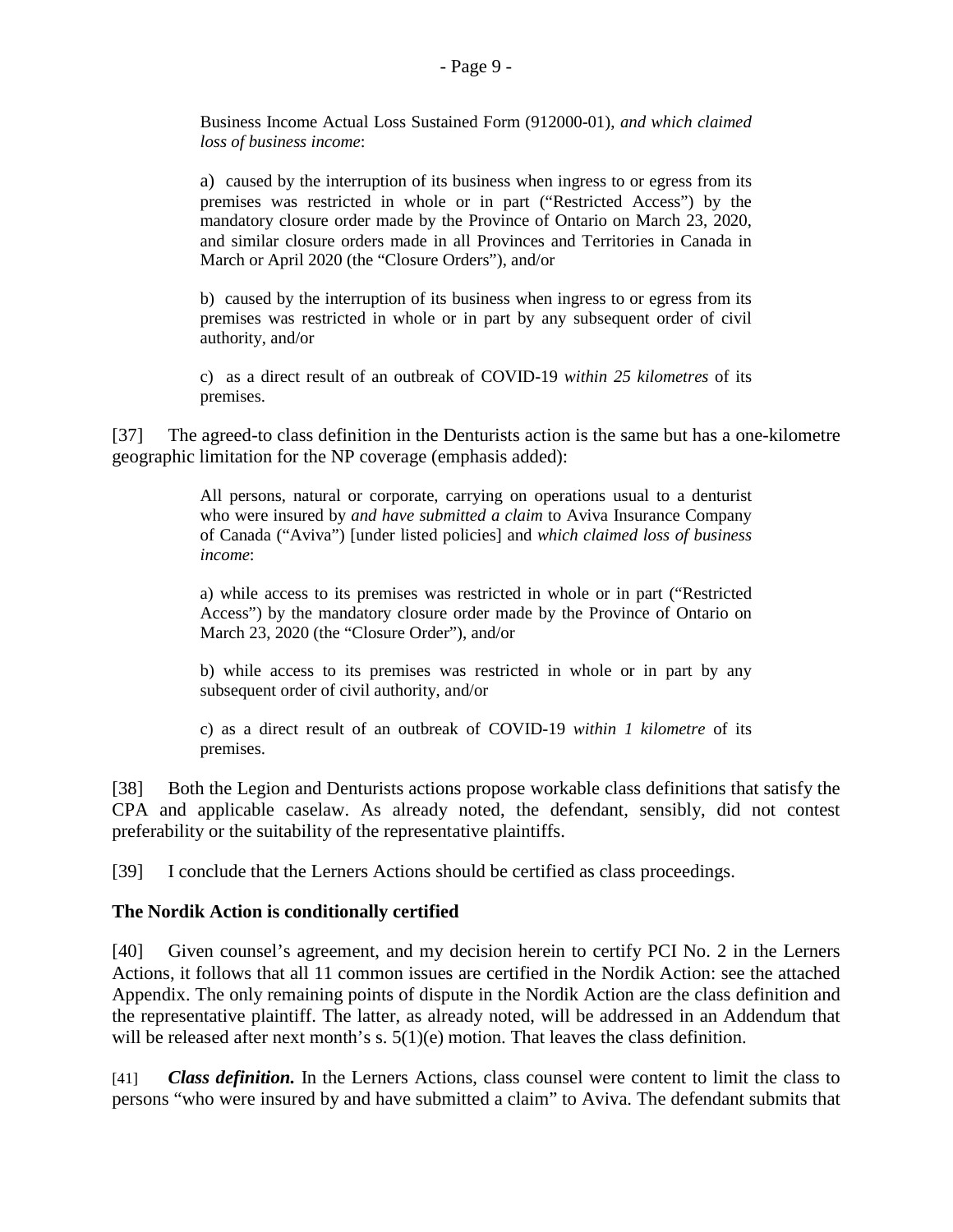> Business Income Actual Loss Sustained Form (912000-01), *and which claimed loss of business income*:
>
> a) caused by the interruption of its business when ingress to or egress from its premises was restricted in whole or in part ("Restricted Access") by the mandatory closure order made by the Province of Ontario on March 23, 2020, and similar closure orders made in all Provinces and Territories in Canada in March or April 2020 (the "Closure Orders"), and/or
>
> b) caused by the interruption of its business when ingress to or egress from its premises was restricted in whole or in part by any subsequent order of civil authority, and/or
>
> c) as a direct result of an outbreak of COVID-19 *within 25 kilometres* of its premises.

[37] The agreed-to class definition in the Denturists action is the same but has a one-kilometre geographic limitation for the NP coverage (emphasis added):

> All persons, natural or corporate, carrying on operations usual to a denturist who were insured by *and have submitted a claim* to Aviva Insurance Company of Canada ("Aviva") [under listed policies] and *which claimed loss of business income*:
>
> a) while access to its premises was restricted in whole or in part ("Restricted Access") by the mandatory closure order made by the Province of Ontario on March 23, 2020 (the "Closure Order"), and/or
>
> b) while access to its premises was restricted in whole or in part by any subsequent order of civil authority, and/or
>
> c) as a direct result of an outbreak of COVID-19 *within 1 kilometre* of its premises.

[38] Both the Legion and Denturists actions propose workable class definitions that satisfy the CPA and applicable caselaw. As already noted, the defendant, sensibly, did not contest preferability or the suitability of the representative plaintiffs.

[39] I conclude that the Lerners Actions should be certified as class proceedings.

**The Nordik Action is conditionally certified**

[40] Given counsel's agreement, and my decision herein to certify PCI No. 2 in the Lerners Actions, it follows that all 11 common issues are certified in the Nordik Action: see the attached Appendix. The only remaining points of dispute in the Nordik Action are the class definition and the representative plaintiff. The latter, as already noted, will be addressed in an Addendum that will be released after next month's s. 5(1)(e) motion. That leaves the class definition.

[41] ***Class definition.*** In the Lerners Actions, class counsel were content to limit the class to persons "who were insured by and have submitted a claim" to Aviva. The defendant submits that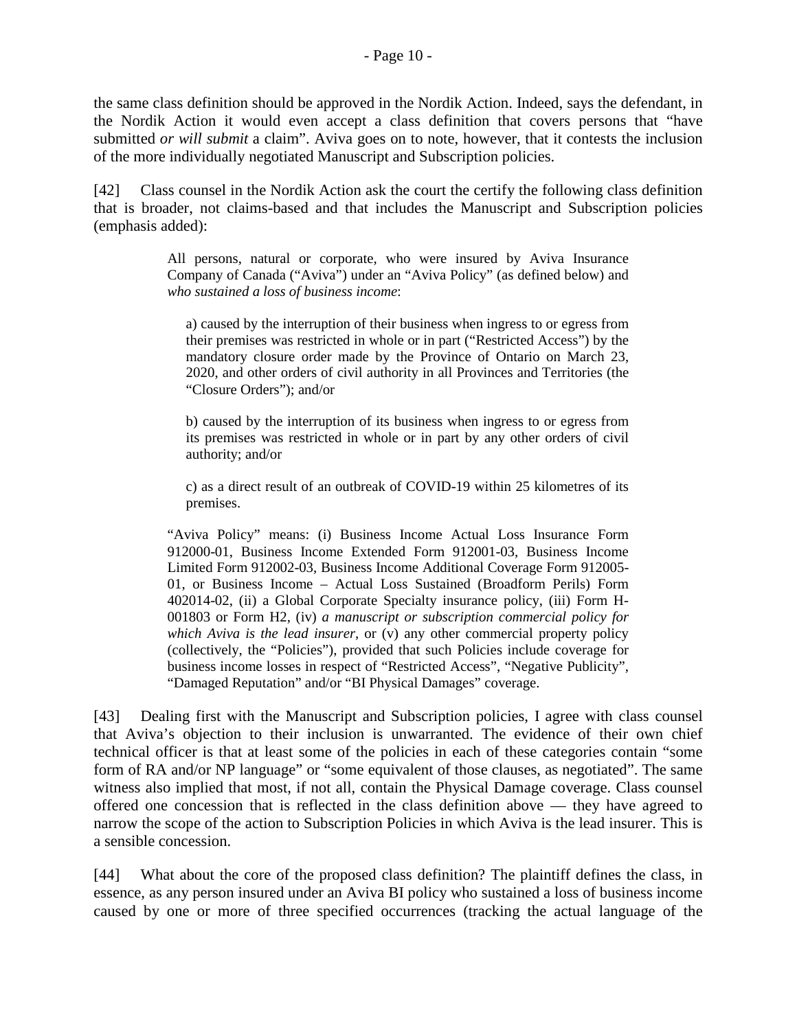the same class definition should be approved in the Nordik Action. Indeed, says the defendant, in the Nordik Action it would even accept a class definition that covers persons that "have submitted *or will submit* a claim". Aviva goes on to note, however, that it contests the inclusion of the more individually negotiated Manuscript and Subscription policies.

[42] Class counsel in the Nordik Action ask the court the certify the following class definition that is broader, not claims-based and that includes the Manuscript and Subscription policies (emphasis added):

> All persons, natural or corporate, who were insured by Aviva Insurance Company of Canada ("Aviva") under an "Aviva Policy" (as defined below) and *who sustained a loss of business income*:
>
> a) caused by the interruption of their business when ingress to or egress from their premises was restricted in whole or in part ("Restricted Access") by the mandatory closure order made by the Province of Ontario on March 23, 2020, and other orders of civil authority in all Provinces and Territories (the "Closure Orders"); and/or
>
> b) caused by the interruption of its business when ingress to or egress from its premises was restricted in whole or in part by any other orders of civil authority; and/or
>
> c) as a direct result of an outbreak of COVID-19 within 25 kilometres of its premises.
>
> "Aviva Policy" means: (i) Business Income Actual Loss Insurance Form 912000-01, Business Income Extended Form 912001-03, Business Income Limited Form 912002-03, Business Income Additional Coverage Form 912005-01, or Business Income – Actual Loss Sustained (Broadform Perils) Form 402014-02, (ii) a Global Corporate Specialty insurance policy, (iii) Form H-001803 or Form H2, (iv) *a manuscript or subscription commercial policy for which Aviva is the lead insurer*, or (v) any other commercial property policy (collectively, the "Policies"), provided that such Policies include coverage for business income losses in respect of "Restricted Access", "Negative Publicity", "Damaged Reputation" and/or "BI Physical Damages" coverage.

[43] Dealing first with the Manuscript and Subscription policies, I agree with class counsel that Aviva's objection to their inclusion is unwarranted. The evidence of their own chief technical officer is that at least some of the policies in each of these categories contain "some form of RA and/or NP language" or "some equivalent of those clauses, as negotiated". The same witness also implied that most, if not all, contain the Physical Damage coverage. Class counsel offered one concession that is reflected in the class definition above — they have agreed to narrow the scope of the action to Subscription Policies in which Aviva is the lead insurer. This is a sensible concession.

[44] What about the core of the proposed class definition? The plaintiff defines the class, in essence, as any person insured under an Aviva BI policy who sustained a loss of business income caused by one or more of three specified occurrences (tracking the actual language of the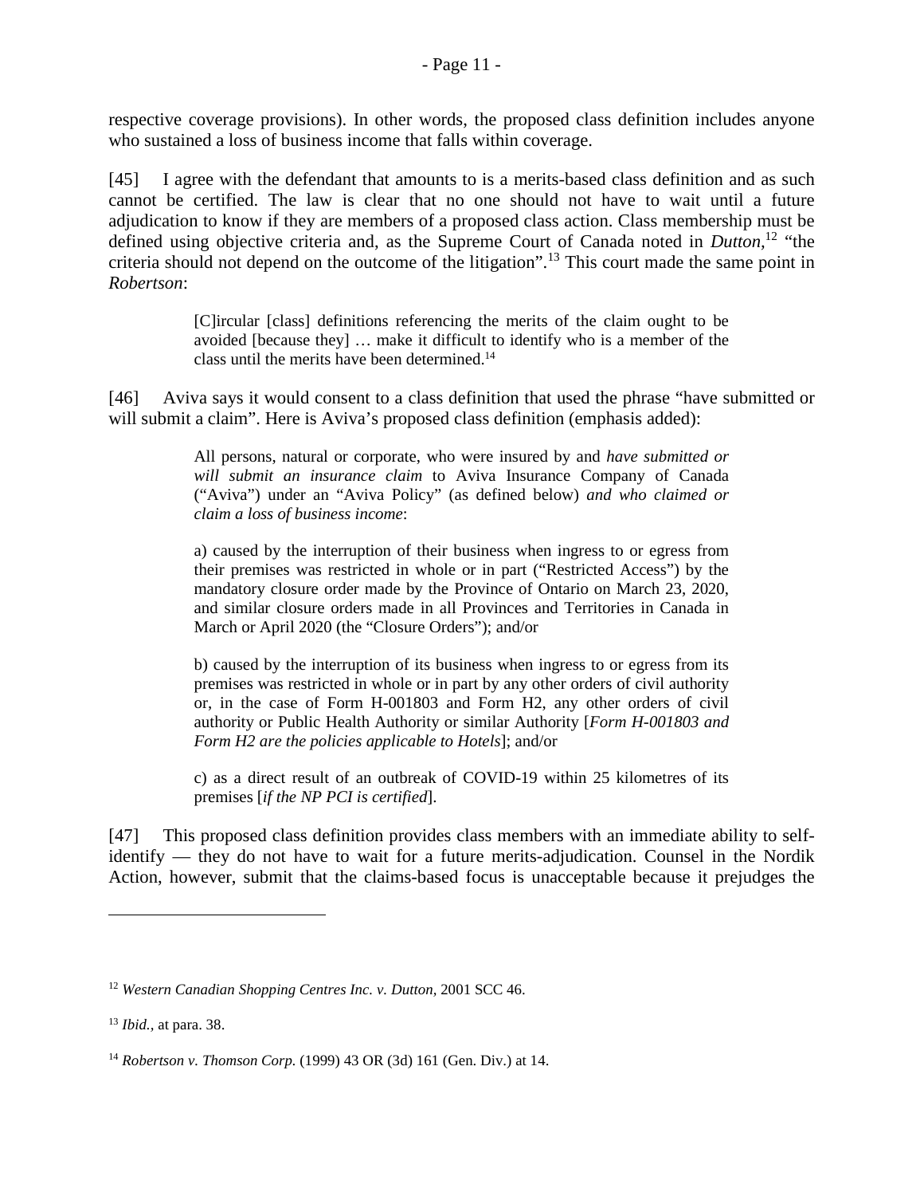respective coverage provisions). In other words, the proposed class definition includes anyone who sustained a loss of business income that falls within coverage.

[45] I agree with the defendant that amounts to is a merits-based class definition and as such cannot be certified. The law is clear that no one should not have to wait until a future adjudication to know if they are members of a proposed class action. Class membership must be defined using objective criteria and, as the Supreme Court of Canada noted in *Dutton*,[12] "the criteria should not depend on the outcome of the litigation".[13] This court made the same point in *Robertson*:

> [C]ircular [class] definitions referencing the merits of the claim ought to be avoided [because they] … make it difficult to identify who is a member of the class until the merits have been determined.[14]

[46] Aviva says it would consent to a class definition that used the phrase "have submitted or will submit a claim". Here is Aviva's proposed class definition (emphasis added):

> All persons, natural or corporate, who were insured by and *have submitted or will submit an insurance claim* to Aviva Insurance Company of Canada ("Aviva") under an "Aviva Policy" (as defined below) *and who claimed or claim a loss of business income*:
>
> a) caused by the interruption of their business when ingress to or egress from their premises was restricted in whole or in part ("Restricted Access") by the mandatory closure order made by the Province of Ontario on March 23, 2020, and similar closure orders made in all Provinces and Territories in Canada in March or April 2020 (the "Closure Orders"); and/or
>
> b) caused by the interruption of its business when ingress to or egress from its premises was restricted in whole or in part by any other orders of civil authority or, in the case of Form H-001803 and Form H2, any other orders of civil authority or Public Health Authority or similar Authority [*Form H-001803 and Form H2 are the policies applicable to Hotels*]; and/or
>
> c) as a direct result of an outbreak of COVID-19 within 25 kilometres of its premises [*if the NP PCI is certified*].

[47] This proposed class definition provides class members with an immediate ability to self-identify — they do not have to wait for a future merits-adjudication. Counsel in the Nordik Action, however, submit that the claims-based focus is unacceptable because it prejudges the

---

[12] *Western Canadian Shopping Centres Inc. v. Dutton,* 2001 SCC 46.

[13] *Ibid.,* at para. 38.

[14] *Robertson v. Thomson Corp.* (1999) 43 OR (3d) 161 (Gen. Div.) at 14.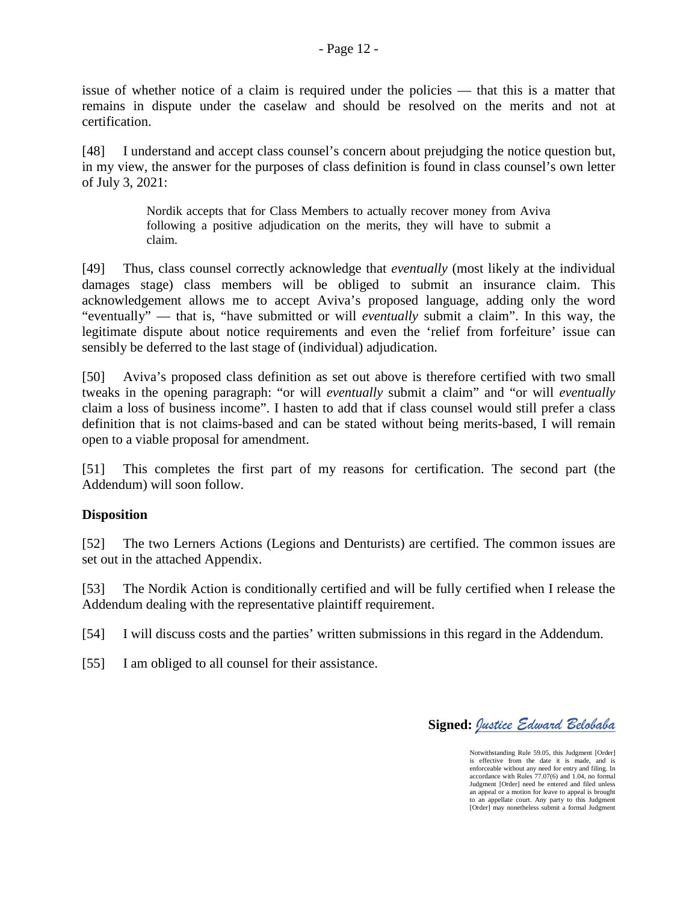issue of whether notice of a claim is required under the policies — that this is a matter that remains in dispute under the caselaw and should be resolved on the merits and not at certification.

[48] I understand and accept class counsel's concern about prejudging the notice question but, in my view, the answer for the purposes of class definition is found in class counsel's own letter of July 3, 2021:

> Nordik accepts that for Class Members to actually recover money from Aviva following a positive adjudication on the merits, they will have to submit a claim.

[49] Thus, class counsel correctly acknowledge that *eventually* (most likely at the individual damages stage) class members will be obliged to submit an insurance claim. This acknowledgement allows me to accept Aviva's proposed language, adding only the word "eventually" — that is, "have submitted or will *eventually* submit a claim". In this way, the legitimate dispute about notice requirements and even the 'relief from forfeiture' issue can sensibly be deferred to the last stage of (individual) adjudication.

[50] Aviva's proposed class definition as set out above is therefore certified with two small tweaks in the opening paragraph: "or will *eventually* submit a claim" and "or will *eventually* claim a loss of business income". I hasten to add that if class counsel would still prefer a class definition that is not claims-based and can be stated without being merits-based, I will remain open to a viable proposal for amendment.

[51] This completes the first part of my reasons for certification. The second part (the Addendum) will soon follow.

**Disposition**

[52] The two Lerners Actions (Legions and Denturists) are certified. The common issues are set out in the attached Appendix.

[53] The Nordik Action is conditionally certified and will be fully certified when I release the Addendum dealing with the representative plaintiff requirement.

[54] I will discuss costs and the parties' written submissions in this regard in the Addendum.

[55] I am obliged to all counsel for their assistance.

**Signed:** *Justice Edward Belobaba*

Notwithstanding Rule 59.05, this Judgment [Order] is effective from the date it is made, and is enforceable without any need for entry and filing. In accordance with Rules 77.07(6) and 1.04, no formal Judgment [Order] need be entered and filed unless an appeal or a motion for leave to appeal is brought to an appellate court. Any party to this Judgment [Order] may nonetheless submit a formal Judgment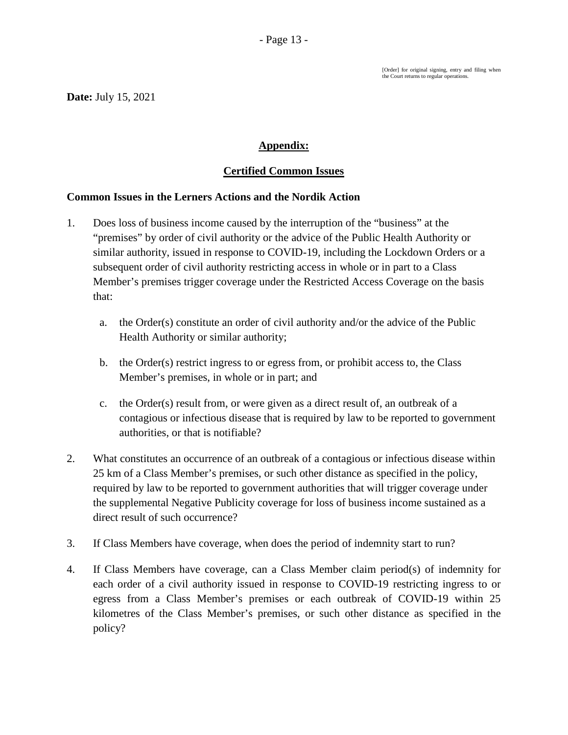[Order] for original signing, entry and filing when the Court returns to regular operations.

**Date:** July 15, 2021

## Appendix:

## Certified Common Issues

### Common Issues in the Lerners Actions and the Nordik Action

1. Does loss of business income caused by the interruption of the "business" at the "premises" by order of civil authority or the advice of the Public Health Authority or similar authority, issued in response to COVID-19, including the Lockdown Orders or a subsequent order of civil authority restricting access in whole or in part to a Class Member's premises trigger coverage under the Restricted Access Coverage on the basis that:

   a. the Order(s) constitute an order of civil authority and/or the advice of the Public Health Authority or similar authority;

   b. the Order(s) restrict ingress to or egress from, or prohibit access to, the Class Member's premises, in whole or in part; and

   c. the Order(s) result from, or were given as a direct result of, an outbreak of a contagious or infectious disease that is required by law to be reported to government authorities, or that is notifiable?

2. What constitutes an occurrence of an outbreak of a contagious or infectious disease within 25 km of a Class Member's premises, or such other distance as specified in the policy, required by law to be reported to government authorities that will trigger coverage under the supplemental Negative Publicity coverage for loss of business income sustained as a direct result of such occurrence?

3. If Class Members have coverage, when does the period of indemnity start to run?

4. If Class Members have coverage, can a Class Member claim period(s) of indemnity for each order of a civil authority issued in response to COVID-19 restricting ingress to or egress from a Class Member's premises or each outbreak of COVID-19 within 25 kilometres of the Class Member's premises, or such other distance as specified in the policy?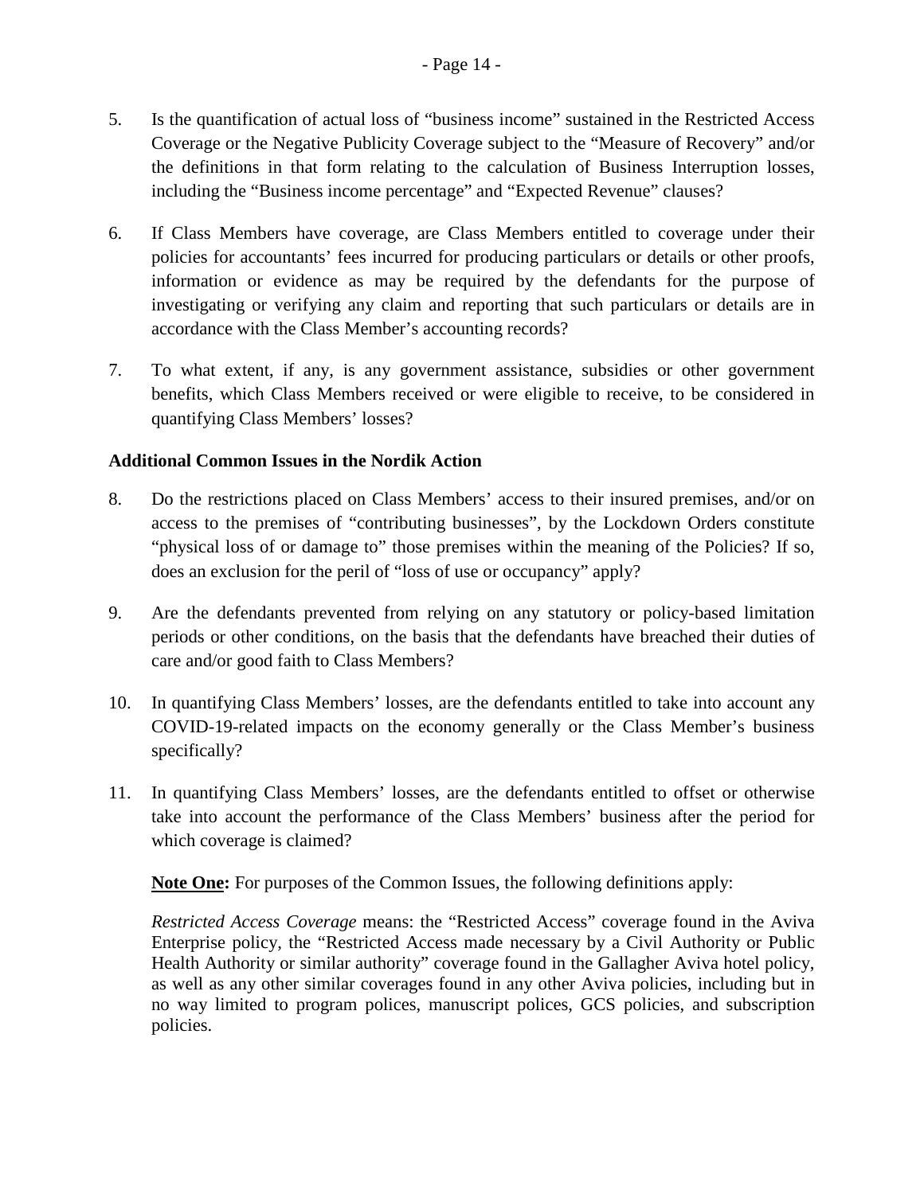5. Is the quantification of actual loss of "business income" sustained in the Restricted Access Coverage or the Negative Publicity Coverage subject to the "Measure of Recovery" and/or the definitions in that form relating to the calculation of Business Interruption losses, including the "Business income percentage" and "Expected Revenue" clauses?

6. If Class Members have coverage, are Class Members entitled to coverage under their policies for accountants' fees incurred for producing particulars or details or other proofs, information or evidence as may be required by the defendants for the purpose of investigating or verifying any claim and reporting that such particulars or details are in accordance with the Class Member's accounting records?

7. To what extent, if any, is any government assistance, subsidies or other government benefits, which Class Members received or were eligible to receive, to be considered in quantifying Class Members' losses?

**Additional Common Issues in the Nordik Action**

8. Do the restrictions placed on Class Members' access to their insured premises, and/or on access to the premises of "contributing businesses", by the Lockdown Orders constitute "physical loss of or damage to" those premises within the meaning of the Policies? If so, does an exclusion for the peril of "loss of use or occupancy" apply?

9. Are the defendants prevented from relying on any statutory or policy-based limitation periods or other conditions, on the basis that the defendants have breached their duties of care and/or good faith to Class Members?

10. In quantifying Class Members' losses, are the defendants entitled to take into account any COVID-19-related impacts on the economy generally or the Class Member's business specifically?

11. In quantifying Class Members' losses, are the defendants entitled to offset or otherwise take into account the performance of the Class Members' business after the period for which coverage is claimed?

**<u>Note One</u>:** For purposes of the Common Issues, the following definitions apply:

*Restricted Access Coverage* means: the "Restricted Access" coverage found in the Aviva Enterprise policy, the "Restricted Access made necessary by a Civil Authority or Public Health Authority or similar authority" coverage found in the Gallagher Aviva hotel policy, as well as any other similar coverages found in any other Aviva policies, including but in no way limited to program polices, manuscript polices, GCS policies, and subscription policies.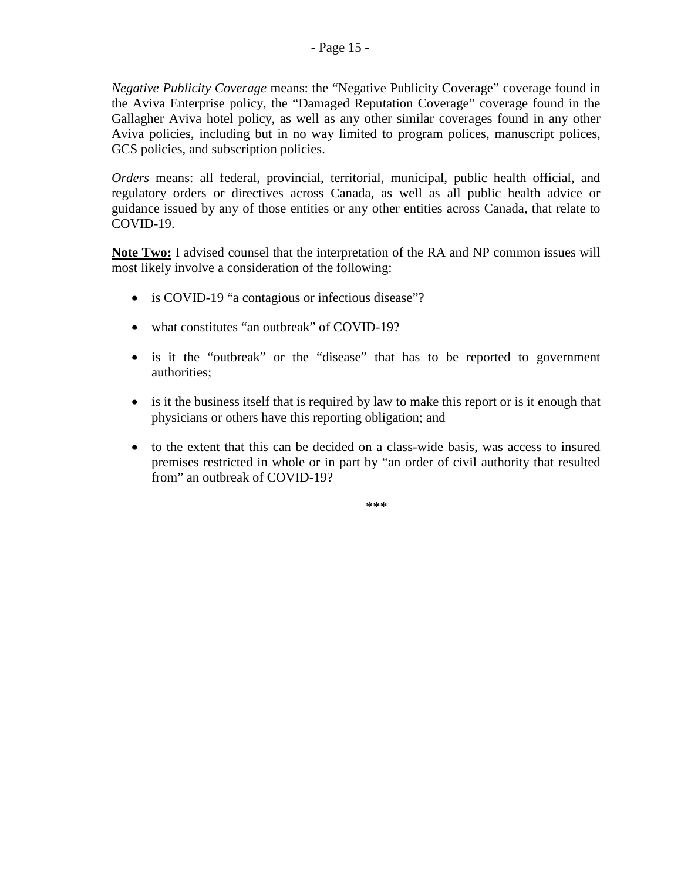*Negative Publicity Coverage* means: the "Negative Publicity Coverage" coverage found in the Aviva Enterprise policy, the "Damaged Reputation Coverage" coverage found in the Gallagher Aviva hotel policy, as well as any other similar coverages found in any other Aviva policies, including but in no way limited to program polices, manuscript polices, GCS policies, and subscription policies.

*Orders* means: all federal, provincial, territorial, municipal, public health official, and regulatory orders or directives across Canada, as well as all public health advice or guidance issued by any of those entities or any other entities across Canada, that relate to COVID-19.

**Note Two:** I advised counsel that the interpretation of the RA and NP common issues will most likely involve a consideration of the following:

- is COVID-19 "a contagious or infectious disease"?
- what constitutes "an outbreak" of COVID-19?
- is it the "outbreak" or the "disease" that has to be reported to government authorities;
- is it the business itself that is required by law to make this report or is it enough that physicians or others have this reporting obligation; and
- to the extent that this can be decided on a class-wide basis, was access to insured premises restricted in whole or in part by "an order of civil authority that resulted from" an outbreak of COVID-19?

***